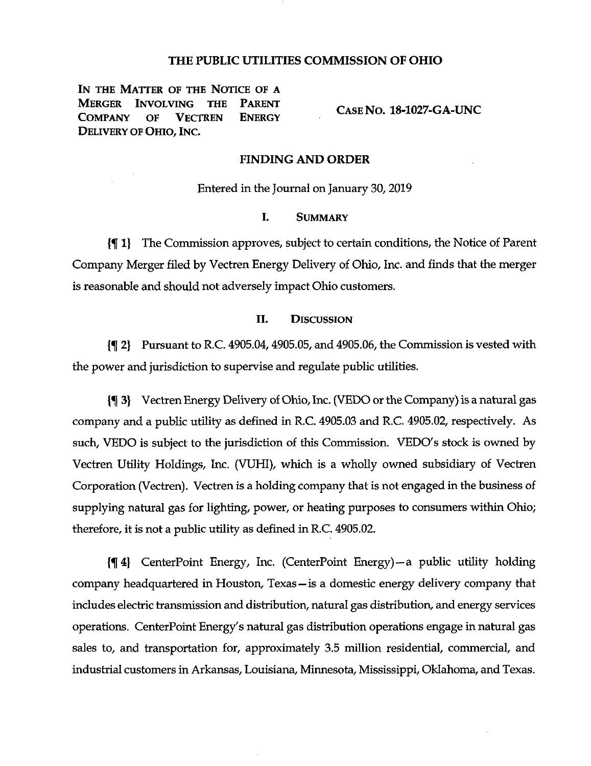# THE PUBLIC UTILITIES COMMISSION OF OHIO

IN THE MATTER OF THE NOTICE OF A MERGER INVOLVING THE PARENT COMPANY OF VECTREN ENERGY DELIVERY OF OHIO, INC.

CASE NO. 18-1027-GA-UNC

## FINDING AND ORDER

Entered in the Journal on January 30, 2019

### I. SUMMARY

{¶ 1} The Commission approves, subject to certain conditions, the Notice of Parent Company Merger filed by Vectren Energy Delivery of Ohio, Inc. and finds that the merger is reasonable and should not adversely impact Ohio customers.

### II. DISCUSSION

{¶ 2} Pursuant to R.C. 4905.04, 4905.05, and 4905.06, the Commission is vested with the power and jurisdiction to supervise and regulate public utilities.

{¶ 3} Vectren Energy Delivery of Ohio, Inc. (VEDO or the Company) is a natural gas company and a public utility as defined in R.C. 4905.03 and R.C. 4905.02, respectively. As such, VEDO is subject to the jurisdiction of this Commission. VEDO's stock is owned by Vectren Utility Holdings, Inc. (VUHI), which is a wholly owned subsidiary of Vectren Corporation (Vectren). Vectren is a holding company that is not engaged in the business of supplying natural gas for lighting, power, or heating purposes to consumers within Ohio; therefore, it is not a public utility as defined in R.C. 4905.02.

{¶ 4} CenterPoint Energy, Inc. (CenterPoint Energy)—a public utility holding company headquartered in Houston, Texas—is a domestic energy delivery company that includes electric transmission and distribution, natural gas distribution, and energy services operations. CenterPoint Energy's natural gas distribution operations engage in natural gas sales to, and transportation for, approximately 3.5 million residential, commercial, and industrial customers in Arkansas, Louisiana, Minnesota, Mississippi, Oklahoma, and Texas.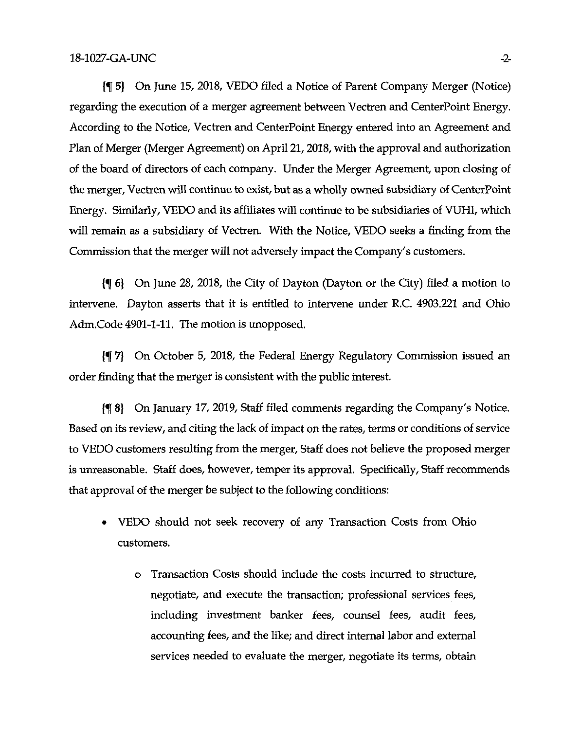{¶ 5} On June 15, 2018, VEDO filed a Notice of Parent Company Merger (Notice) regarding the execution of a merger agreement between Vectren and CenterPoint Energy. According to the Notice, Vectren and CenterPoint Energy entered into an Agreement and Plan of Merger (Merger Agreement) on April 21, 2018, with the approval and authorization of the board of directors of each company. Under the Merger Agreement, upon closing of the merger, Vectren will continue to exist, but as a wholly owned subsidiary of CenterPoint Energy. Similarly, VEDO and its affiliates will continue to be subsidiaries of VUHI, which will remain as a subsidiary of Vectren. With the Notice, VEDO seeks a finding from the Commission that the merger will not adversely impact the Company's customers.

{¶ 6} On June 28, 2018, the City of Dayton (Dayton or the City) filed a motion to intervene. Dayton asserts that it is entitled to intervene under R.C. 4903.221 and Ohio Adm.Code 4901-1-11. The motion is unopposed.

{¶ 7} On October 5, 2018, the Federal Energy Regulatory Commission issued an order finding that the merger is consistent with the public interest.

{¶ 8} On January 17, 2019, Staff filed comments regarding the Company's Notice. Based on its review, and citing the lack of impact on the rates, terms or conditions of service to VEDO customers resulting from the merger, Staff does not believe the proposed merger is unreasonable. Staff does, however, temper its approval. Specifically, Staff recommends that approval of the merger be subject to the following conditions:

- VEDO should not seek recovery of any Transaction Costs from Ohio customers.
    - Transaction Costs should include the costs incurred to structure, negotiate, and execute the transaction; professional services fees, including investment banker fees, counsel fees, audit fees, accounting fees, and the like; and direct internal labor and external services needed to evaluate the merger, negotiate its terms, obtain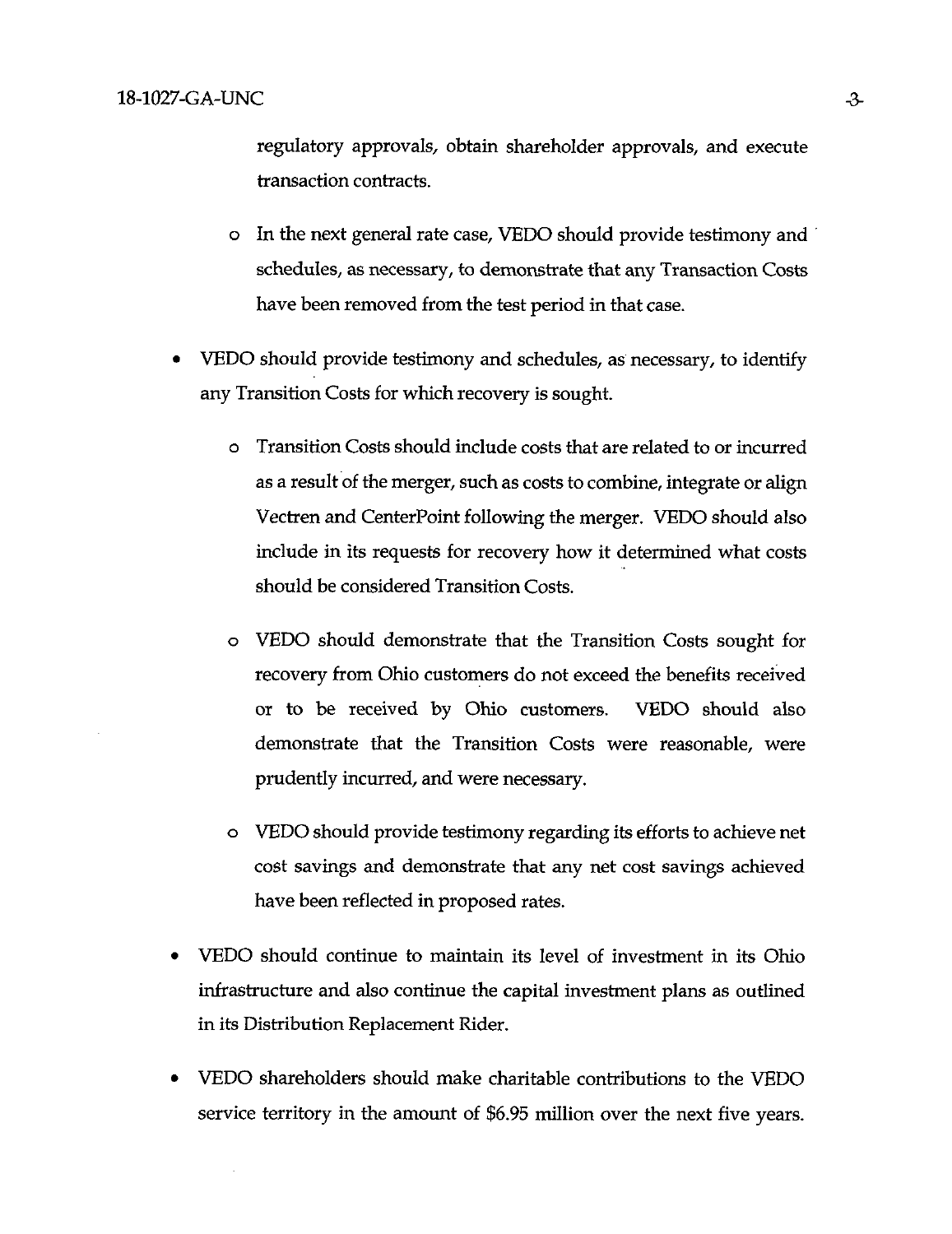regulatory approvals, obtain shareholder approvals, and execute transaction contracts.

  - In the next general rate case, VEDO should provide testimony and schedules, as necessary, to demonstrate that any Transaction Costs have been removed from the test period in that case.

- VEDO should provide testimony and schedules, as necessary, to identify any Transition Costs for which recovery is sought.

  - Transition Costs should include costs that are related to or incurred as a result of the merger, such as costs to combine, integrate or align Vectren and CenterPoint following the merger. VEDO should also include in its requests for recovery how it determined what costs should be considered Transition Costs.

  - VEDO should demonstrate that the Transition Costs sought for recovery from Ohio customers do not exceed the benefits received or to be received by Ohio customers. VEDO should also demonstrate that the Transition Costs were reasonable, were prudently incurred, and were necessary.

  - VEDO should provide testimony regarding its efforts to achieve net cost savings and demonstrate that any net cost savings achieved have been reflected in proposed rates.

- VEDO should continue to maintain its level of investment in its Ohio infrastructure and also continue the capital investment plans as outlined in its Distribution Replacement Rider.

- VEDO shareholders should make charitable contributions to the VEDO service territory in the amount of $6.95 million over the next five years.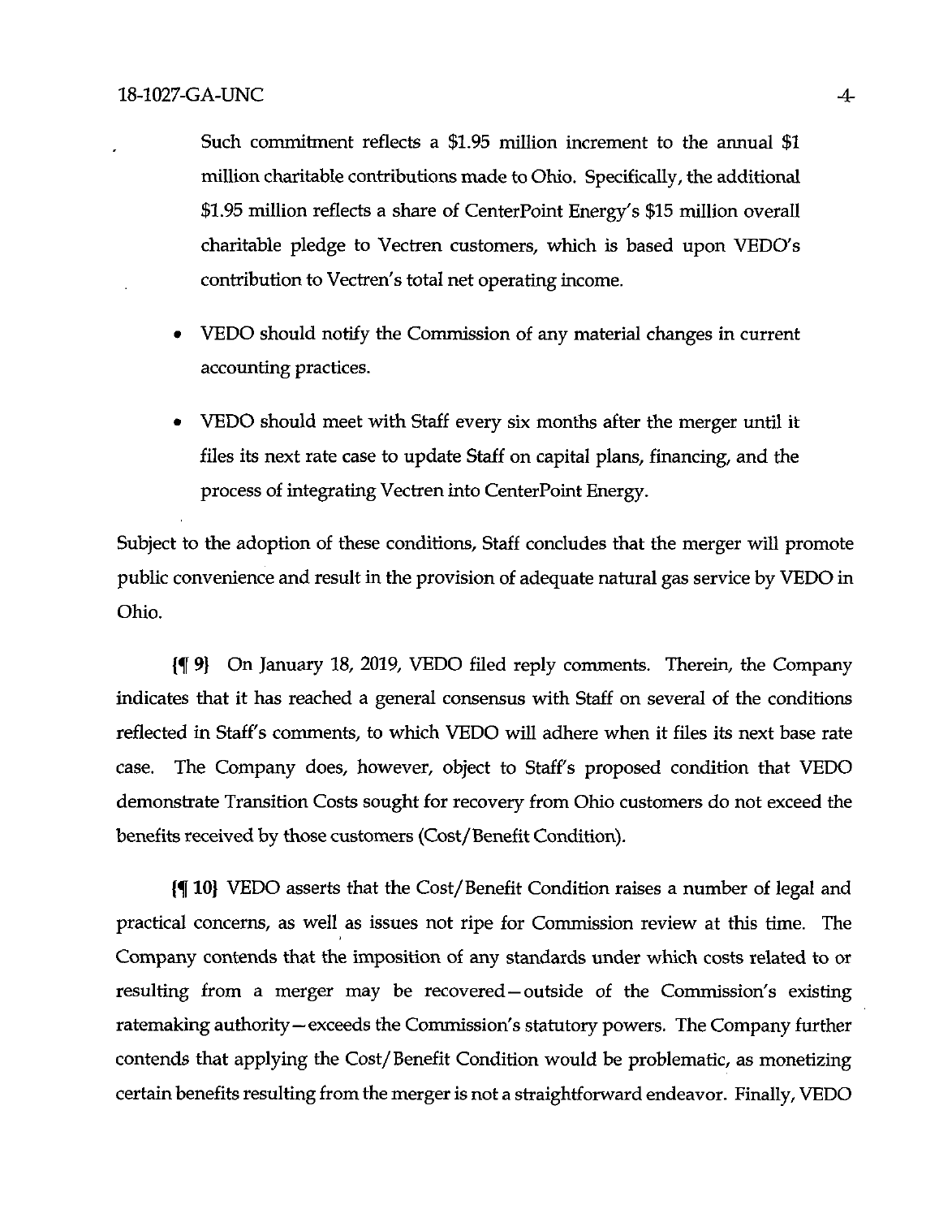Such commitment reflects a $1.95 million increment to the annual $1 million charitable contributions made to Ohio. Specifically, the additional $1.95 million reflects a share of CenterPoint Energy's $15 million overall charitable pledge to Vectren customers, which is based upon VEDO's contribution to Vectren's total net operating income.

- VEDO should notify the Commission of any material changes in current accounting practices.
- VEDO should meet with Staff every six months after the merger until it files its next rate case to update Staff on capital plans, financing, and the process of integrating Vectren into CenterPoint Energy.

Subject to the adoption of these conditions, Staff concludes that the merger will promote public convenience and result in the provision of adequate natural gas service by VEDO in Ohio.

{¶ 9} On January 18, 2019, VEDO filed reply comments. Therein, the Company indicates that it has reached a general consensus with Staff on several of the conditions reflected in Staff's comments, to which VEDO will adhere when it files its next base rate case. The Company does, however, object to Staff's proposed condition that VEDO demonstrate Transition Costs sought for recovery from Ohio customers do not exceed the benefits received by those customers (Cost/Benefit Condition).

{¶ 10} VEDO asserts that the Cost/Benefit Condition raises a number of legal and practical concerns, as well as issues not ripe for Commission review at this time. The Company contends that the imposition of any standards under which costs related to or resulting from a merger may be recovered—outside of the Commission's existing ratemaking authority—exceeds the Commission's statutory powers. The Company further contends that applying the Cost/Benefit Condition would be problematic, as monetizing certain benefits resulting from the merger is not a straightforward endeavor. Finally, VEDO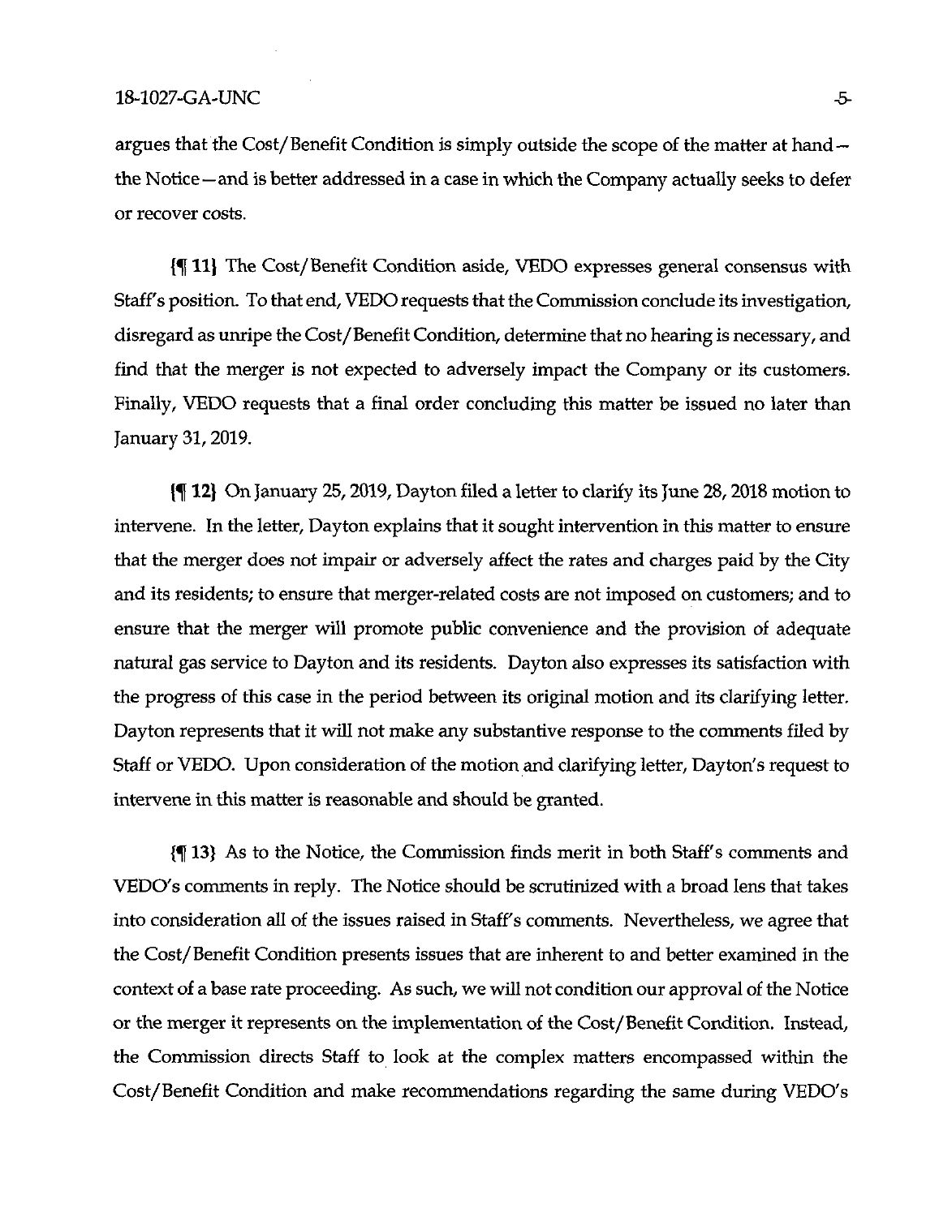argues that the Cost/Benefit Condition is simply outside the scope of the matter at hand—the Notice—and is better addressed in a case in which the Company actually seeks to defer or recover costs.

{¶ 11} The Cost/Benefit Condition aside, VEDO expresses general consensus with Staff's position. To that end, VEDO requests that the Commission conclude its investigation, disregard as unripe the Cost/Benefit Condition, determine that no hearing is necessary, and find that the merger is not expected to adversely impact the Company or its customers. Finally, VEDO requests that a final order concluding this matter be issued no later than January 31, 2019.

{¶ 12} On January 25, 2019, Dayton filed a letter to clarify its June 28, 2018 motion to intervene. In the letter, Dayton explains that it sought intervention in this matter to ensure that the merger does not impair or adversely affect the rates and charges paid by the City and its residents; to ensure that merger-related costs are not imposed on customers; and to ensure that the merger will promote public convenience and the provision of adequate natural gas service to Dayton and its residents. Dayton also expresses its satisfaction with the progress of this case in the period between its original motion and its clarifying letter. Dayton represents that it will not make any substantive response to the comments filed by Staff or VEDO. Upon consideration of the motion and clarifying letter, Dayton's request to intervene in this matter is reasonable and should be granted.

{¶ 13} As to the Notice, the Commission finds merit in both Staff's comments and VEDO's comments in reply. The Notice should be scrutinized with a broad lens that takes into consideration all of the issues raised in Staff's comments. Nevertheless, we agree that the Cost/Benefit Condition presents issues that are inherent to and better examined in the context of a base rate proceeding. As such, we will not condition our approval of the Notice or the merger it represents on the implementation of the Cost/Benefit Condition. Instead, the Commission directs Staff to look at the complex matters encompassed within the Cost/Benefit Condition and make recommendations regarding the same during VEDO's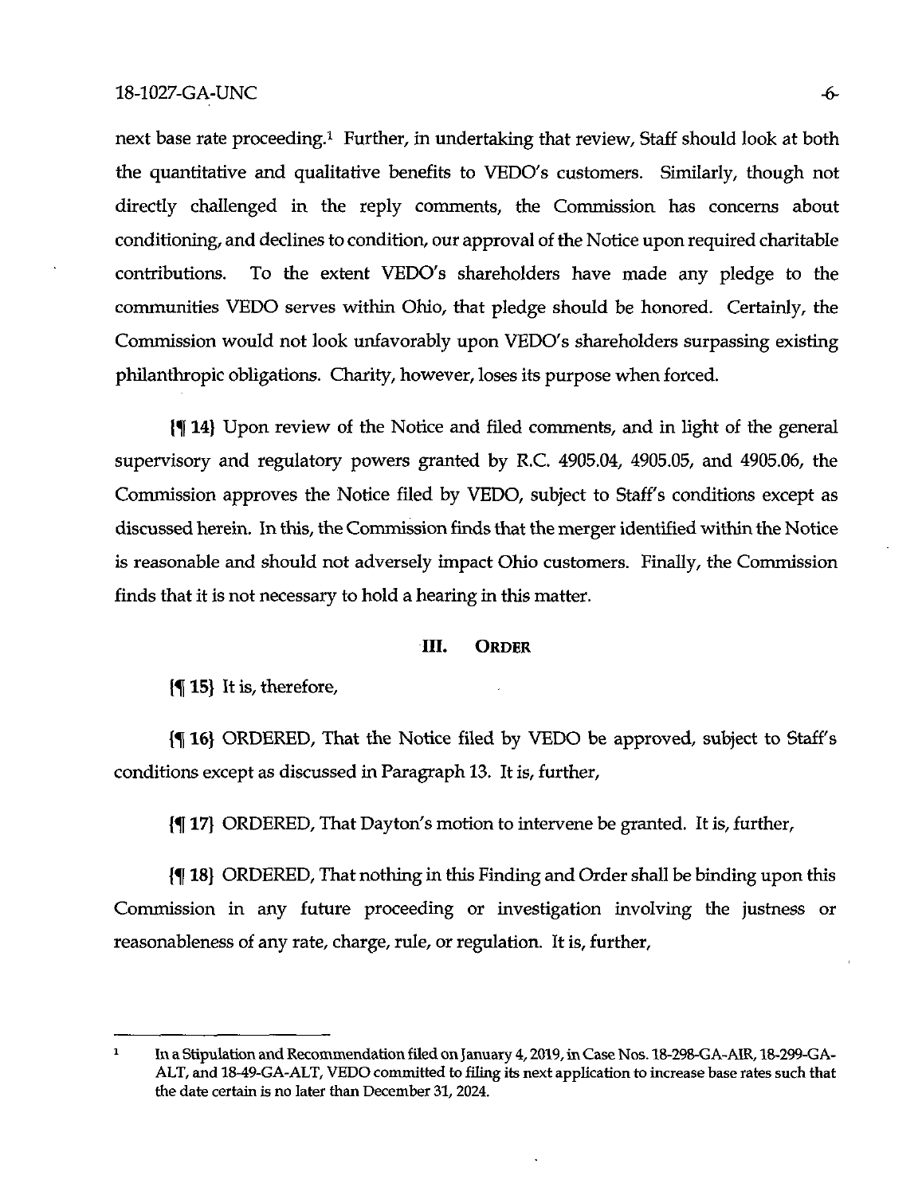next base rate proceeding.[1] Further, in undertaking that review, Staff should look at both the quantitative and qualitative benefits to VEDO's customers. Similarly, though not directly challenged in the reply comments, the Commission has concerns about conditioning, and declines to condition, our approval of the Notice upon required charitable contributions. To the extent VEDO's shareholders have made any pledge to the communities VEDO serves within Ohio, that pledge should be honored. Certainly, the Commission would not look unfavorably upon VEDO's shareholders surpassing existing philanthropic obligations. Charity, however, loses its purpose when forced.

{¶ 14} Upon review of the Notice and filed comments, and in light of the general supervisory and regulatory powers granted by R.C. 4905.04, 4905.05, and 4905.06, the Commission approves the Notice filed by VEDO, subject to Staff's conditions except as discussed herein. In this, the Commission finds that the merger identified within the Notice is reasonable and should not adversely impact Ohio customers. Finally, the Commission finds that it is not necessary to hold a hearing in this matter.

## III. ORDER

{¶ 15} It is, therefore,

{¶ 16} ORDERED, That the Notice filed by VEDO be approved, subject to Staff's conditions except as discussed in Paragraph 13. It is, further,

{¶ 17} ORDERED, That Dayton's motion to intervene be granted. It is, further,

{¶ 18} ORDERED, That nothing in this Finding and Order shall be binding upon this Commission in any future proceeding or investigation involving the justness or reasonableness of any rate, charge, rule, or regulation. It is, further,

---

[1] In a Stipulation and Recommendation filed on January 4, 2019, in Case Nos. 18-298-GA-AIR, 18-299-GA-ALT, and 18-49-GA-ALT, VEDO committed to filing its next application to increase base rates such that the date certain is no later than December 31, 2024.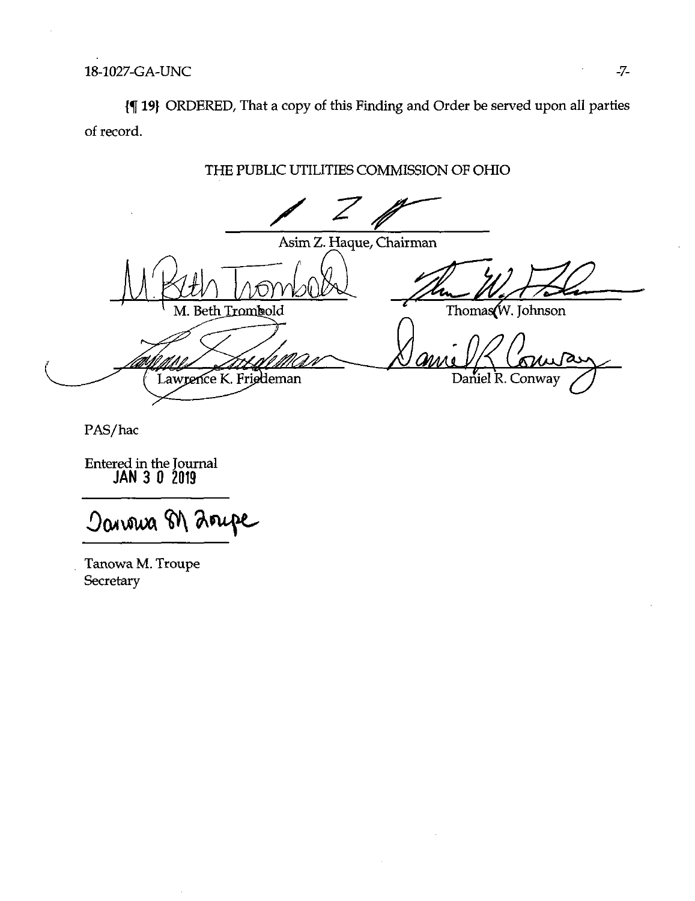{¶ 19} ORDERED, That a copy of this Finding and Order be served upon all parties of record.

THE PUBLIC UTILITIES COMMISSION OF OHIO

Asim Z. Haque, Chairman

M. Beth Trombold

Thomas W. Johnson

Lawrence K. Friedeman

Daniel R. Conway

PAS/hac

Entered in the Journal
JAN 3 0 2019

Tanowa M. Troupe
Secretary